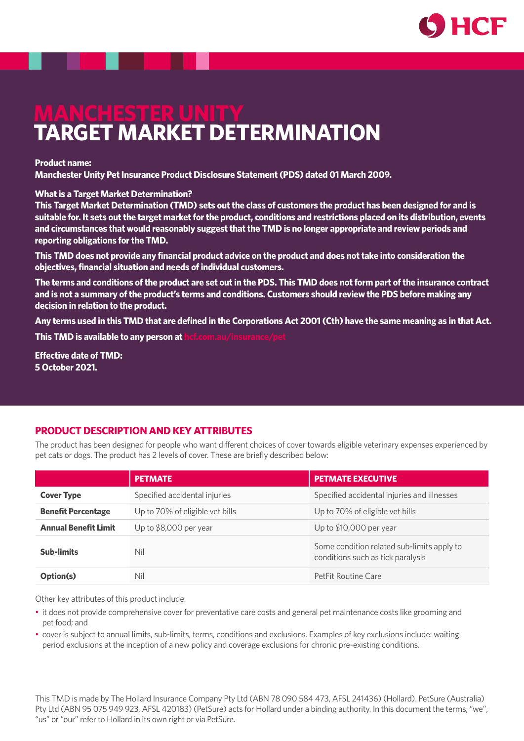# MANCHESTER UNITY
# TARGET MARKET DETERMINATION

**Product name:**
**Manchester Unity Pet Insurance Product Disclosure Statement (PDS) dated 01 March 2009.**

**What is a Target Market Determination?**
**This Target Market Determination (TMD) sets out the class of customers the product has been designed for and is suitable for. It sets out the target market for the product, conditions and restrictions placed on its distribution, events and circumstances that would reasonably suggest that the TMD is no longer appropriate and review periods and reporting obligations for the TMD.**

**This TMD does not provide any financial product advice on the product and does not take into consideration the objectives, financial situation and needs of individual customers.**

**The terms and conditions of the product are set out in the PDS. This TMD does not form part of the insurance contract and is not a summary of the product's terms and conditions. Customers should review the PDS before making any decision in relation to the product.**

**Any terms used in this TMD that are defined in the Corporations Act 2001 (Cth) have the same meaning as in that Act.**

**This TMD is available to any person at hcf.com.au/insurance/pet**

**Effective date of TMD:**
**5 October 2021.**

## PRODUCT DESCRIPTION AND KEY ATTRIBUTES

The product has been designed for people who want different choices of cover towards eligible veterinary expenses experienced by pet cats or dogs. The product has 2 levels of cover. These are briefly described below:

| | PETMATE | PETMATE EXECUTIVE |
|---|---|---|
| **Cover Type** | Specified accidental injuries | Specified accidental injuries and illnesses |
| **Benefit Percentage** | Up to 70% of eligible vet bills | Up to 70% of eligible vet bills |
| **Annual Benefit Limit** | Up to $8,000 per year | Up to $10,000 per year |
| **Sub-limits** | Nil | Some condition related sub-limits apply to conditions such as tick paralysis |
| **Option(s)** | Nil | PetFit Routine Care |

Other key attributes of this product include:

- it does not provide comprehensive cover for preventative care costs and general pet maintenance costs like grooming and pet food; and
- cover is subject to annual limits, sub-limits, terms, conditions and exclusions. Examples of key exclusions include: waiting period exclusions at the inception of a new policy and coverage exclusions for chronic pre-existing conditions.

This TMD is made by The Hollard Insurance Company Pty Ltd (ABN 78 090 584 473, AFSL 241436) (Hollard). PetSure (Australia) Pty Ltd (ABN 95 075 949 923, AFSL 420183) (PetSure) acts for Hollard under a binding authority. In this document the terms, "we", "us" or "our" refer to Hollard in its own right or via PetSure.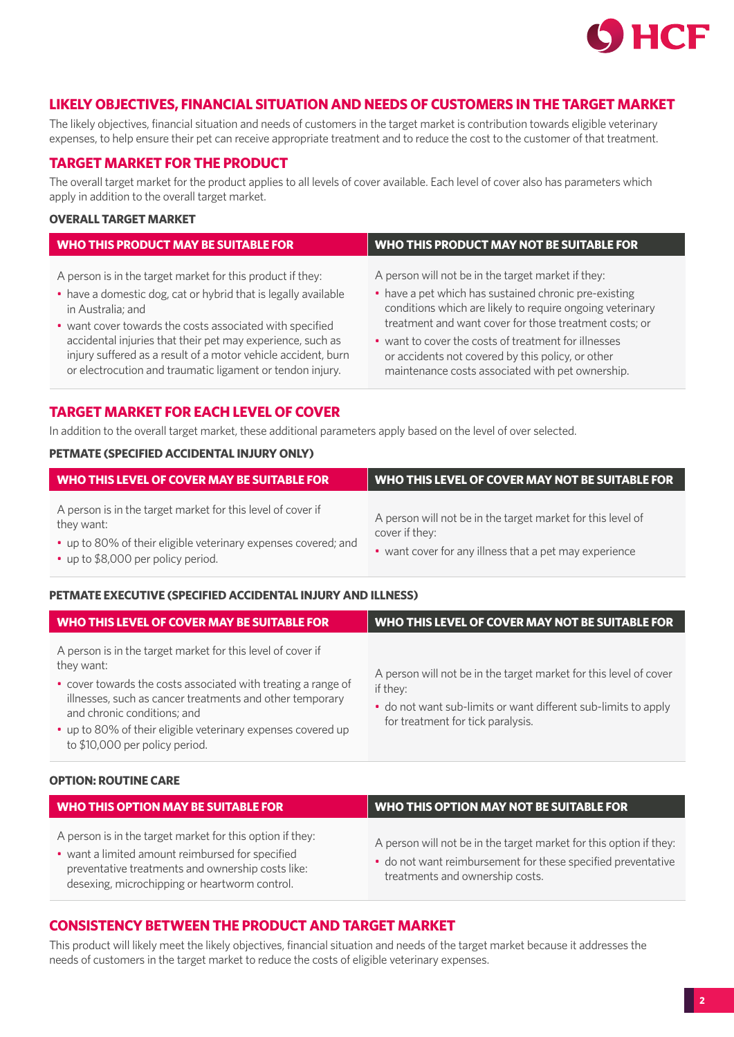## LIKELY OBJECTIVES, FINANCIAL SITUATION AND NEEDS OF CUSTOMERS IN THE TARGET MARKET

The likely objectives, financial situation and needs of customers in the target market is contribution towards eligible veterinary expenses, to help ensure their pet can receive appropriate treatment and to reduce the cost to the customer of that treatment.

## TARGET MARKET FOR THE PRODUCT

The overall target market for the product applies to all levels of cover available. Each level of cover also has parameters which apply in addition to the overall target market.

### OVERALL TARGET MARKET

| WHO THIS PRODUCT MAY BE SUITABLE FOR | WHO THIS PRODUCT MAY NOT BE SUITABLE FOR |
|---|---|
| A person is in the target market for this product if they:<br>• have a domestic dog, cat or hybrid that is legally available in Australia; and<br>• want cover towards the costs associated with specified accidental injuries that their pet may experience, such as injury suffered as a result of a motor vehicle accident, burn or electrocution and traumatic ligament or tendon injury. | A person will not be in the target market if they:<br>• have a pet which has sustained chronic pre-existing conditions which are likely to require ongoing veterinary treatment and want cover for those treatment costs; or<br>• want to cover the costs of treatment for illnesses or accidents not covered by this policy, or other maintenance costs associated with pet ownership. |

## TARGET MARKET FOR EACH LEVEL OF COVER

In addition to the overall target market, these additional parameters apply based on the level of over selected.

### PETMATE (SPECIFIED ACCIDENTAL INJURY ONLY)

| WHO THIS LEVEL OF COVER MAY BE SUITABLE FOR | WHO THIS LEVEL OF COVER MAY NOT BE SUITABLE FOR |
|---|---|
| A person is in the target market for this level of cover if they want:<br>• up to 80% of their eligible veterinary expenses covered; and<br>• up to $8,000 per policy period. | A person will not be in the target market for this level of cover if they:<br>• want cover for any illness that a pet may experience |

### PETMATE EXECUTIVE (SPECIFIED ACCIDENTAL INJURY AND ILLNESS)

| WHO THIS LEVEL OF COVER MAY BE SUITABLE FOR | WHO THIS LEVEL OF COVER MAY NOT BE SUITABLE FOR |
|---|---|
| A person is in the target market for this level of cover if they want:<br>• cover towards the costs associated with treating a range of illnesses, such as cancer treatments and other temporary and chronic conditions; and<br>• up to 80% of their eligible veterinary expenses covered up to $10,000 per policy period. | A person will not be in the target market for this level of cover if they:<br>• do not want sub-limits or want different sub-limits to apply for treatment for tick paralysis. |

### OPTION: ROUTINE CARE

| WHO THIS OPTION MAY BE SUITABLE FOR | WHO THIS OPTION MAY NOT BE SUITABLE FOR |
|---|---|
| A person is in the target market for this option if they:<br>• want a limited amount reimbursed for specified preventative treatments and ownership costs like: desexing, microchipping or heartworm control. | A person will not be in the target market for this option if they:<br>• do not want reimbursement for these specified preventative treatments and ownership costs. |

## CONSISTENCY BETWEEN THE PRODUCT AND TARGET MARKET

This product will likely meet the likely objectives, financial situation and needs of the target market because it addresses the needs of customers in the target market to reduce the costs of eligible veterinary expenses.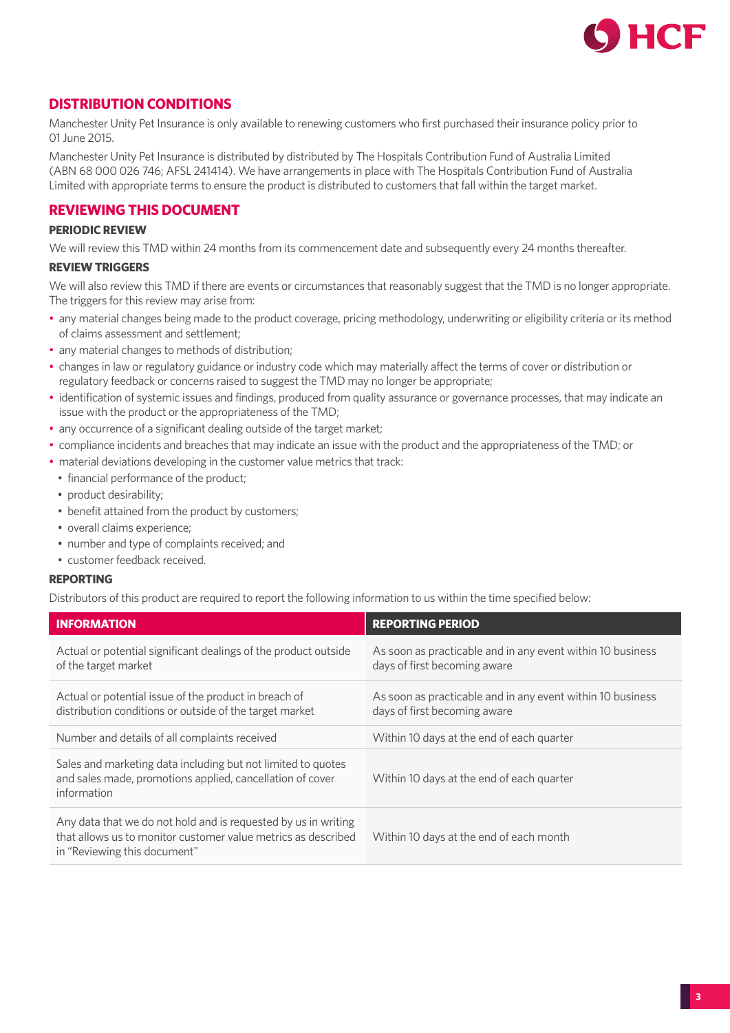## DISTRIBUTION CONDITIONS

Manchester Unity Pet Insurance is only available to renewing customers who first purchased their insurance policy prior to 01 June 2015.

Manchester Unity Pet Insurance is distributed by distributed by The Hospitals Contribution Fund of Australia Limited (ABN 68 000 026 746; AFSL 241414). We have arrangements in place with The Hospitals Contribution Fund of Australia Limited with appropriate terms to ensure the product is distributed to customers that fall within the target market.

## REVIEWING THIS DOCUMENT

### PERIODIC REVIEW

We will review this TMD within 24 months from its commencement date and subsequently every 24 months thereafter.

### REVIEW TRIGGERS

We will also review this TMD if there are events or circumstances that reasonably suggest that the TMD is no longer appropriate. The triggers for this review may arise from:

- any material changes being made to the product coverage, pricing methodology, underwriting or eligibility criteria or its method of claims assessment and settlement;
- any material changes to methods of distribution;
- changes in law or regulatory guidance or industry code which may materially affect the terms of cover or distribution or regulatory feedback or concerns raised to suggest the TMD may no longer be appropriate;
- identification of systemic issues and findings, produced from quality assurance or governance processes, that may indicate an issue with the product or the appropriateness of the TMD;
- any occurrence of a significant dealing outside of the target market;
- compliance incidents and breaches that may indicate an issue with the product and the appropriateness of the TMD; or
- material deviations developing in the customer value metrics that track:
  - financial performance of the product;
  - product desirability;
  - benefit attained from the product by customers;
  - overall claims experience;
  - number and type of complaints received; and
  - customer feedback received.

### REPORTING

Distributors of this product are required to report the following information to us within the time specified below:

| INFORMATION | REPORTING PERIOD |
| --- | --- |
| Actual or potential significant dealings of the product outside of the target market | As soon as practicable and in any event within 10 business days of first becoming aware |
| Actual or potential issue of the product in breach of distribution conditions or outside of the target market | As soon as practicable and in any event within 10 business days of first becoming aware |
| Number and details of all complaints received | Within 10 days at the end of each quarter |
| Sales and marketing data including but not limited to quotes and sales made, promotions applied, cancellation of cover information | Within 10 days at the end of each quarter |
| Any data that we do not hold and is requested by us in writing that allows us to monitor customer value metrics as described in "Reviewing this document" | Within 10 days at the end of each month |